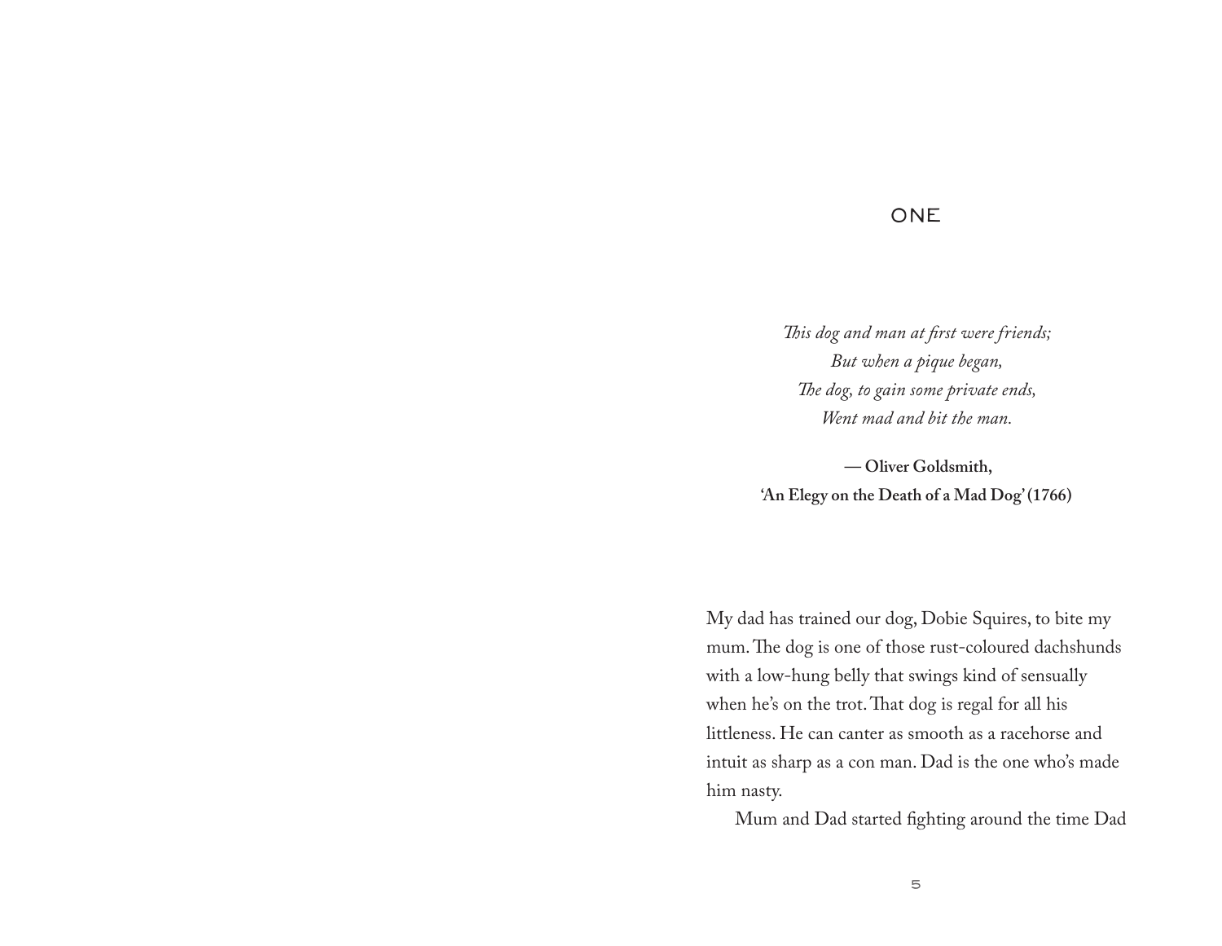# ONE

*This dog and man at first were friends;*
*But when a pique began,*
*The dog, to gain some private ends,*
*Went mad and bit the man.*

**— Oliver Goldsmith,**
**'An Elegy on the Death of a Mad Dog' (1766)**

My dad has trained our dog, Dobie Squires, to bite my mum. The dog is one of those rust-coloured dachshunds with a low-hung belly that swings kind of sensually when he's on the trot. That dog is regal for all his littleness. He can canter as smooth as a racehorse and intuit as sharp as a con man. Dad is the one who's made him nasty.

Mum and Dad started fighting around the time Dad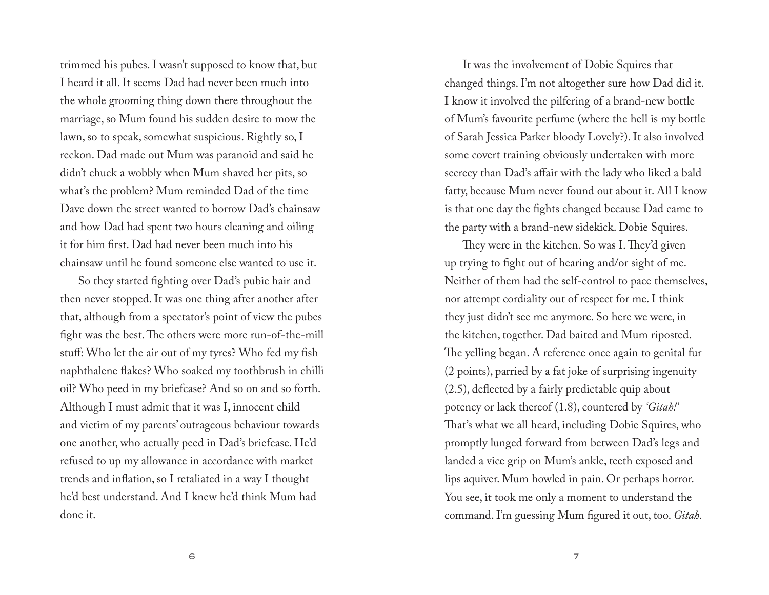trimmed his pubes. I wasn't supposed to know that, but I heard it all. It seems Dad had never been much into the whole grooming thing down there throughout the marriage, so Mum found his sudden desire to mow the lawn, so to speak, somewhat suspicious. Rightly so, I reckon. Dad made out Mum was paranoid and said he didn't chuck a wobbly when Mum shaved her pits, so what's the problem? Mum reminded Dad of the time Dave down the street wanted to borrow Dad's chainsaw and how Dad had spent two hours cleaning and oiling it for him first. Dad had never been much into his chainsaw until he found someone else wanted to use it.

So they started fighting over Dad's pubic hair and then never stopped. It was one thing after another after that, although from a spectator's point of view the pubes fight was the best. The others were more run-of-the-mill stuff: Who let the air out of my tyres? Who fed my fish naphthalene flakes? Who soaked my toothbrush in chilli oil? Who peed in my briefcase? And so on and so forth. Although I must admit that it was I, innocent child and victim of my parents' outrageous behaviour towards one another, who actually peed in Dad's briefcase. He'd refused to up my allowance in accordance with market trends and inflation, so I retaliated in a way I thought he'd best understand. And I knew he'd think Mum had done it.

It was the involvement of Dobie Squires that changed things. I'm not altogether sure how Dad did it. I know it involved the pilfering of a brand-new bottle of Mum's favourite perfume (where the hell is my bottle of Sarah Jessica Parker bloody Lovely?). It also involved some covert training obviously undertaken with more secrecy than Dad's affair with the lady who liked a bald fatty, because Mum never found out about it. All I know is that one day the fights changed because Dad came to the party with a brand-new sidekick. Dobie Squires.

They were in the kitchen. So was I. They'd given up trying to fight out of hearing and/or sight of me. Neither of them had the self-control to pace themselves, nor attempt cordiality out of respect for me. I think they just didn't see me anymore. So here we were, in the kitchen, together. Dad baited and Mum riposted. The yelling began. A reference once again to genital fur (2 points), parried by a fat joke of surprising ingenuity (2.5), deflected by a fairly predictable quip about potency or lack thereof (1.8), countered by *'Gitah!'* That's what we all heard, including Dobie Squires, who promptly lunged forward from between Dad's legs and landed a vice grip on Mum's ankle, teeth exposed and lips aquiver. Mum howled in pain. Or perhaps horror. You see, it took me only a moment to understand the command. I'm guessing Mum figured it out, too. *Gitah.*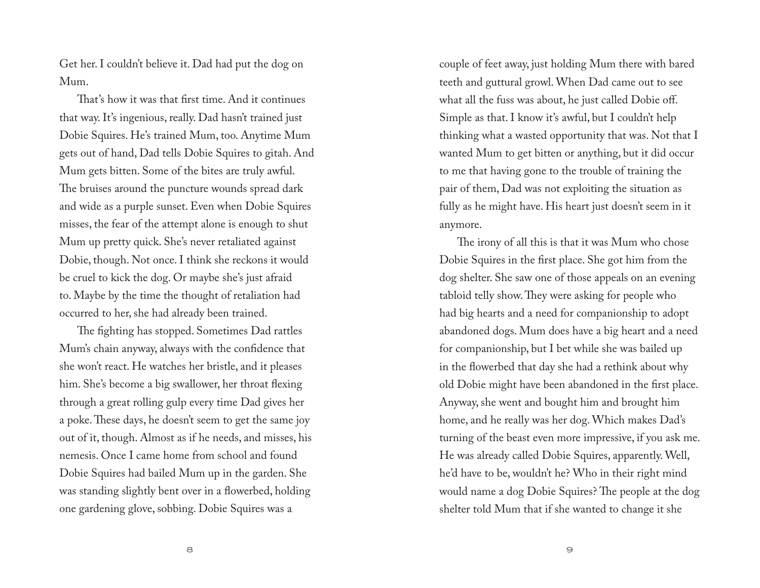Get her. I couldn't believe it. Dad had put the dog on Mum.

That's how it was that first time. And it continues that way. It's ingenious, really. Dad hasn't trained just Dobie Squires. He's trained Mum, too. Anytime Mum gets out of hand, Dad tells Dobie Squires to gitah. And Mum gets bitten. Some of the bites are truly awful. The bruises around the puncture wounds spread dark and wide as a purple sunset. Even when Dobie Squires misses, the fear of the attempt alone is enough to shut Mum up pretty quick. She's never retaliated against Dobie, though. Not once. I think she reckons it would be cruel to kick the dog. Or maybe she's just afraid to. Maybe by the time the thought of retaliation had occurred to her, she had already been trained.

The fighting has stopped. Sometimes Dad rattles Mum's chain anyway, always with the confidence that she won't react. He watches her bristle, and it pleases him. She's become a big swallower, her throat flexing through a great rolling gulp every time Dad gives her a poke. These days, he doesn't seem to get the same joy out of it, though. Almost as if he needs, and misses, his nemesis. Once I came home from school and found Dobie Squires had bailed Mum up in the garden. She was standing slightly bent over in a flowerbed, holding one gardening glove, sobbing. Dobie Squires was a couple of feet away, just holding Mum there with bared teeth and guttural growl. When Dad came out to see what all the fuss was about, he just called Dobie off. Simple as that. I know it's awful, but I couldn't help thinking what a wasted opportunity that was. Not that I wanted Mum to get bitten or anything, but it did occur to me that having gone to the trouble of training the pair of them, Dad was not exploiting the situation as fully as he might have. His heart just doesn't seem in it anymore.

The irony of all this is that it was Mum who chose Dobie Squires in the first place. She got him from the dog shelter. She saw one of those appeals on an evening tabloid telly show. They were asking for people who had big hearts and a need for companionship to adopt abandoned dogs. Mum does have a big heart and a need for companionship, but I bet while she was bailed up in the flowerbed that day she had a rethink about why old Dobie might have been abandoned in the first place. Anyway, she went and bought him and brought him home, and he really was her dog. Which makes Dad's turning of the beast even more impressive, if you ask me. He was already called Dobie Squires, apparently. Well, he'd have to be, wouldn't he? Who in their right mind would name a dog Dobie Squires? The people at the dog shelter told Mum that if she wanted to change it she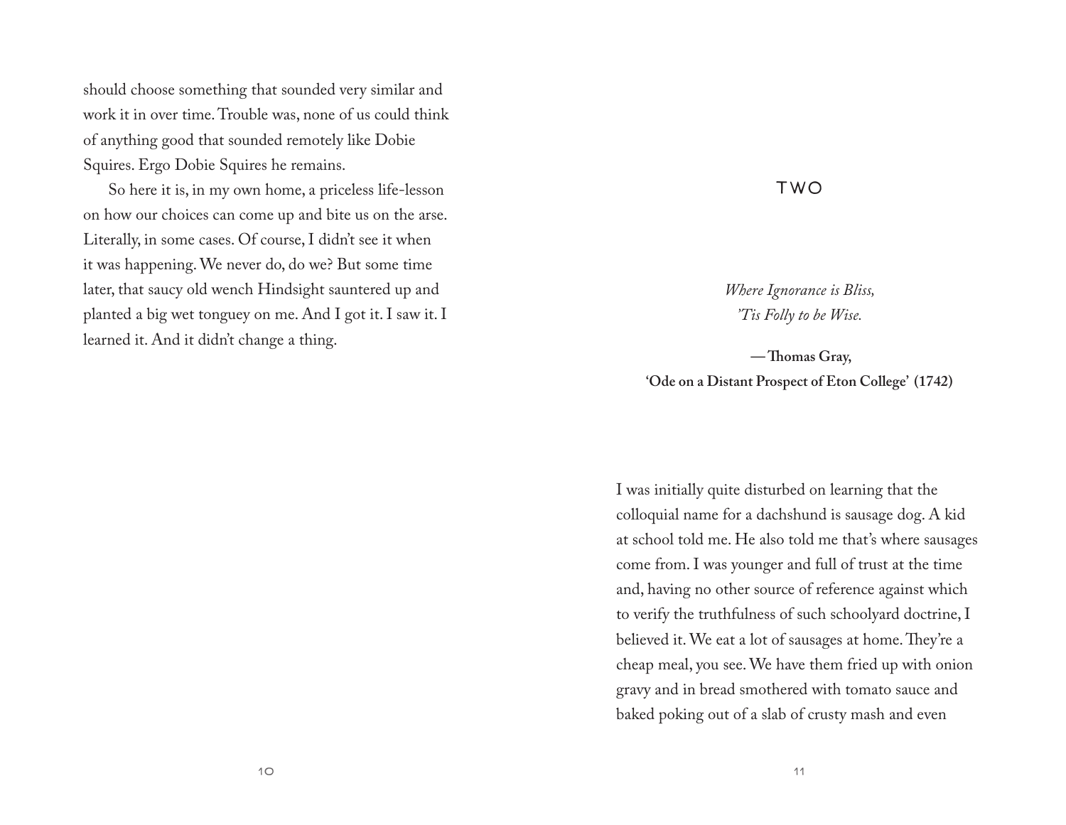should choose something that sounded very similar and work it in over time. Trouble was, none of us could think of anything good that sounded remotely like Dobie Squires. Ergo Dobie Squires he remains.

So here it is, in my own home, a priceless life-lesson on how our choices can come up and bite us on the arse. Literally, in some cases. Of course, I didn't see it when it was happening. We never do, do we? But some time later, that saucy old wench Hindsight sauntered up and planted a big wet tonguey on me. And I got it. I saw it. I learned it. And it didn't change a thing.

# TWO

*Where Ignorance is Bliss,*
*'Tis Folly to be Wise.*

**—Thomas Gray,**
**'Ode on a Distant Prospect of Eton College' (1742)**

I was initially quite disturbed on learning that the colloquial name for a dachshund is sausage dog. A kid at school told me. He also told me that's where sausages come from. I was younger and full of trust at the time and, having no other source of reference against which to verify the truthfulness of such schoolyard doctrine, I believed it. We eat a lot of sausages at home. They're a cheap meal, you see. We have them fried up with onion gravy and in bread smothered with tomato sauce and baked poking out of a slab of crusty mash and even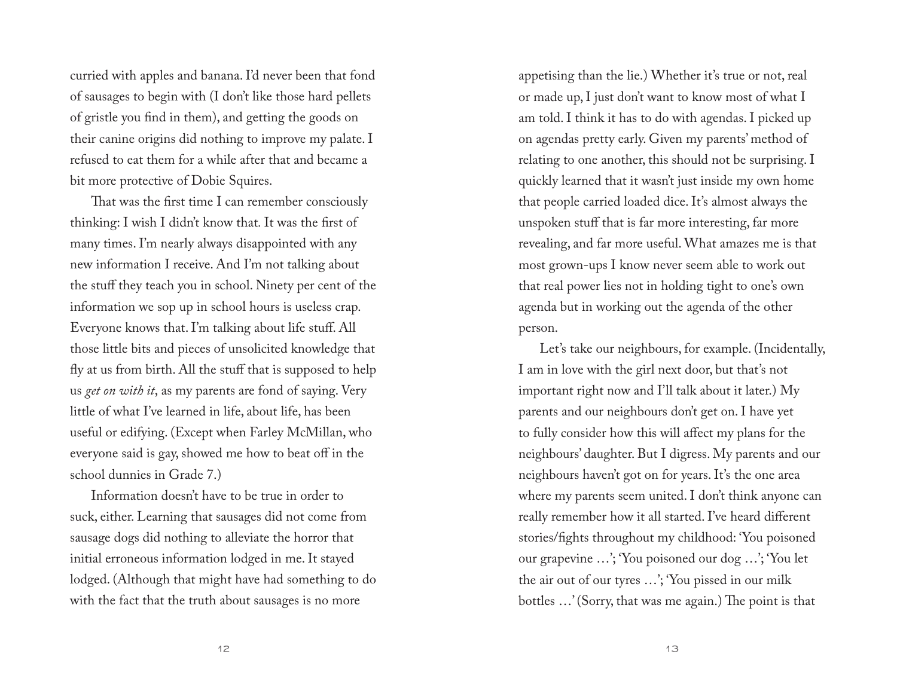curried with apples and banana. I'd never been that fond of sausages to begin with (I don't like those hard pellets of gristle you find in them), and getting the goods on their canine origins did nothing to improve my palate. I refused to eat them for a while after that and became a bit more protective of Dobie Squires.

That was the first time I can remember consciously thinking: I wish I didn't know that. It was the first of many times. I'm nearly always disappointed with any new information I receive. And I'm not talking about the stuff they teach you in school. Ninety per cent of the information we sop up in school hours is useless crap. Everyone knows that. I'm talking about life stuff. All those little bits and pieces of unsolicited knowledge that fly at us from birth. All the stuff that is supposed to help us *get on with it*, as my parents are fond of saying. Very little of what I've learned in life, about life, has been useful or edifying. (Except when Farley McMillan, who everyone said is gay, showed me how to beat off in the school dunnies in Grade 7.)

Information doesn't have to be true in order to suck, either. Learning that sausages did not come from sausage dogs did nothing to alleviate the horror that initial erroneous information lodged in me. It stayed lodged. (Although that might have had something to do with the fact that the truth about sausages is no more appetising than the lie.) Whether it's true or not, real or made up, I just don't want to know most of what I am told. I think it has to do with agendas. I picked up on agendas pretty early. Given my parents' method of relating to one another, this should not be surprising. I quickly learned that it wasn't just inside my own home that people carried loaded dice. It's almost always the unspoken stuff that is far more interesting, far more revealing, and far more useful. What amazes me is that most grown-ups I know never seem able to work out that real power lies not in holding tight to one's own agenda but in working out the agenda of the other person.

Let's take our neighbours, for example. (Incidentally, I am in love with the girl next door, but that's not important right now and I'll talk about it later.) My parents and our neighbours don't get on. I have yet to fully consider how this will affect my plans for the neighbours' daughter. But I digress. My parents and our neighbours haven't got on for years. It's the one area where my parents seem united. I don't think anyone can really remember how it all started. I've heard different stories/fights throughout my childhood: 'You poisoned our grapevine …'; 'You poisoned our dog …'; 'You let the air out of our tyres …'; 'You pissed in our milk bottles …' (Sorry, that was me again.) The point is that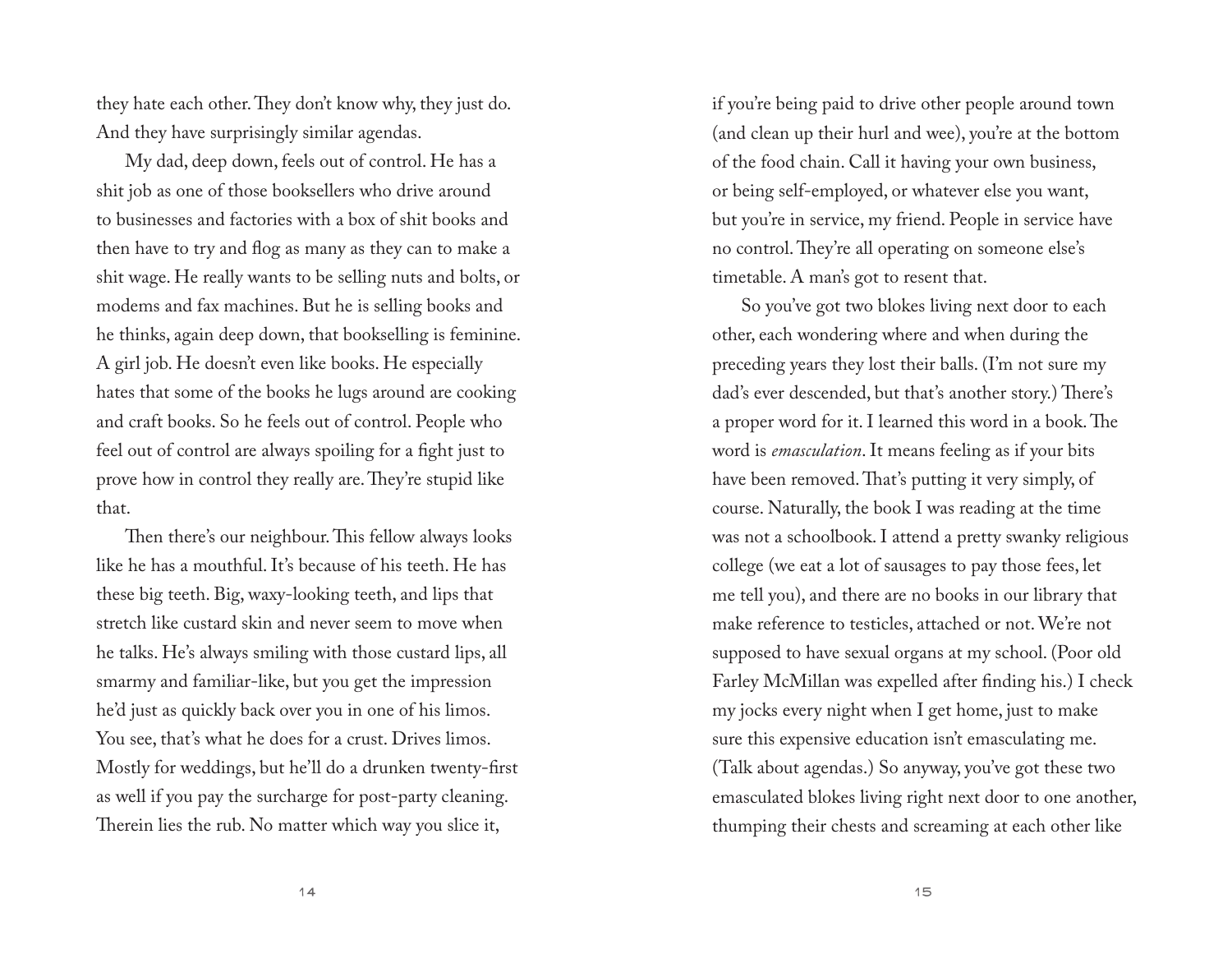they hate each other. They don't know why, they just do. And they have surprisingly similar agendas.

My dad, deep down, feels out of control. He has a shit job as one of those booksellers who drive around to businesses and factories with a box of shit books and then have to try and flog as many as they can to make a shit wage. He really wants to be selling nuts and bolts, or modems and fax machines. But he is selling books and he thinks, again deep down, that bookselling is feminine. A girl job. He doesn't even like books. He especially hates that some of the books he lugs around are cooking and craft books. So he feels out of control. People who feel out of control are always spoiling for a fight just to prove how in control they really are. They're stupid like that.

Then there's our neighbour. This fellow always looks like he has a mouthful. It's because of his teeth. He has these big teeth. Big, waxy-looking teeth, and lips that stretch like custard skin and never seem to move when he talks. He's always smiling with those custard lips, all smarmy and familiar-like, but you get the impression he'd just as quickly back over you in one of his limos. You see, that's what he does for a crust. Drives limos. Mostly for weddings, but he'll do a drunken twenty-first as well if you pay the surcharge for post-party cleaning. Therein lies the rub. No matter which way you slice it, if you're being paid to drive other people around town (and clean up their hurl and wee), you're at the bottom of the food chain. Call it having your own business, or being self-employed, or whatever else you want, but you're in service, my friend. People in service have no control. They're all operating on someone else's timetable. A man's got to resent that.

So you've got two blokes living next door to each other, each wondering where and when during the preceding years they lost their balls. (I'm not sure my dad's ever descended, but that's another story.) There's a proper word for it. I learned this word in a book. The word is *emasculation*. It means feeling as if your bits have been removed. That's putting it very simply, of course. Naturally, the book I was reading at the time was not a schoolbook. I attend a pretty swanky religious college (we eat a lot of sausages to pay those fees, let me tell you), and there are no books in our library that make reference to testicles, attached or not. We're not supposed to have sexual organs at my school. (Poor old Farley McMillan was expelled after finding his.) I check my jocks every night when I get home, just to make sure this expensive education isn't emasculating me. (Talk about agendas.) So anyway, you've got these two emasculated blokes living right next door to one another, thumping their chests and screaming at each other like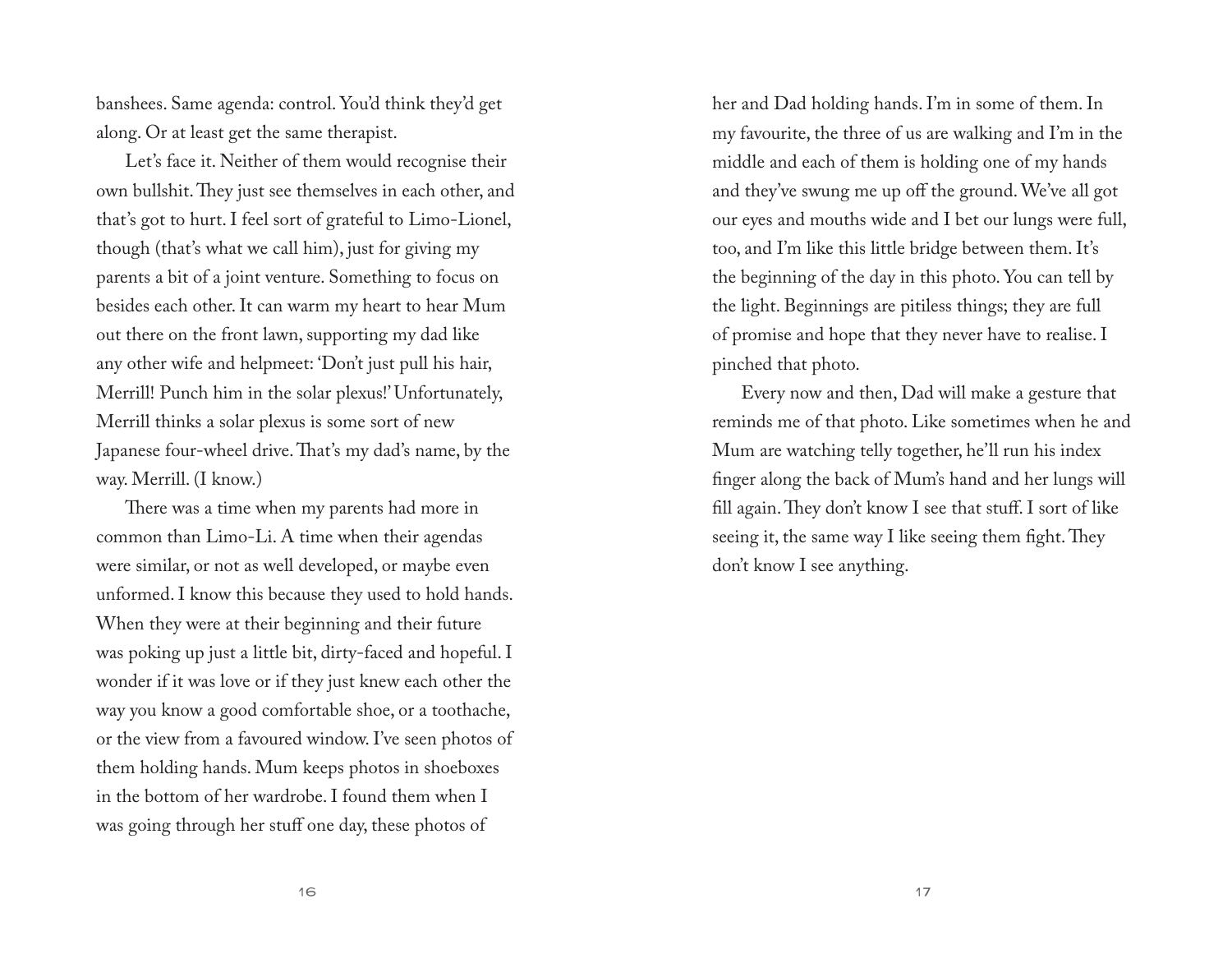banshees. Same agenda: control. You'd think they'd get along. Or at least get the same therapist.

Let's face it. Neither of them would recognise their own bullshit. They just see themselves in each other, and that's got to hurt. I feel sort of grateful to Limo-Lionel, though (that's what we call him), just for giving my parents a bit of a joint venture. Something to focus on besides each other. It can warm my heart to hear Mum out there on the front lawn, supporting my dad like any other wife and helpmeet: 'Don't just pull his hair, Merrill! Punch him in the solar plexus!' Unfortunately, Merrill thinks a solar plexus is some sort of new Japanese four-wheel drive. That's my dad's name, by the way. Merrill. (I know.)

There was a time when my parents had more in common than Limo-Li. A time when their agendas were similar, or not as well developed, or maybe even unformed. I know this because they used to hold hands. When they were at their beginning and their future was poking up just a little bit, dirty-faced and hopeful. I wonder if it was love or if they just knew each other the way you know a good comfortable shoe, or a toothache, or the view from a favoured window. I've seen photos of them holding hands. Mum keeps photos in shoeboxes in the bottom of her wardrobe. I found them when I was going through her stuff one day, these photos of her and Dad holding hands. I'm in some of them. In my favourite, the three of us are walking and I'm in the middle and each of them is holding one of my hands and they've swung me up off the ground. We've all got our eyes and mouths wide and I bet our lungs were full, too, and I'm like this little bridge between them. It's the beginning of the day in this photo. You can tell by the light. Beginnings are pitiless things; they are full of promise and hope that they never have to realise. I pinched that photo.

Every now and then, Dad will make a gesture that reminds me of that photo. Like sometimes when he and Mum are watching telly together, he'll run his index finger along the back of Mum's hand and her lungs will fill again. They don't know I see that stuff. I sort of like seeing it, the same way I like seeing them fight. They don't know I see anything.